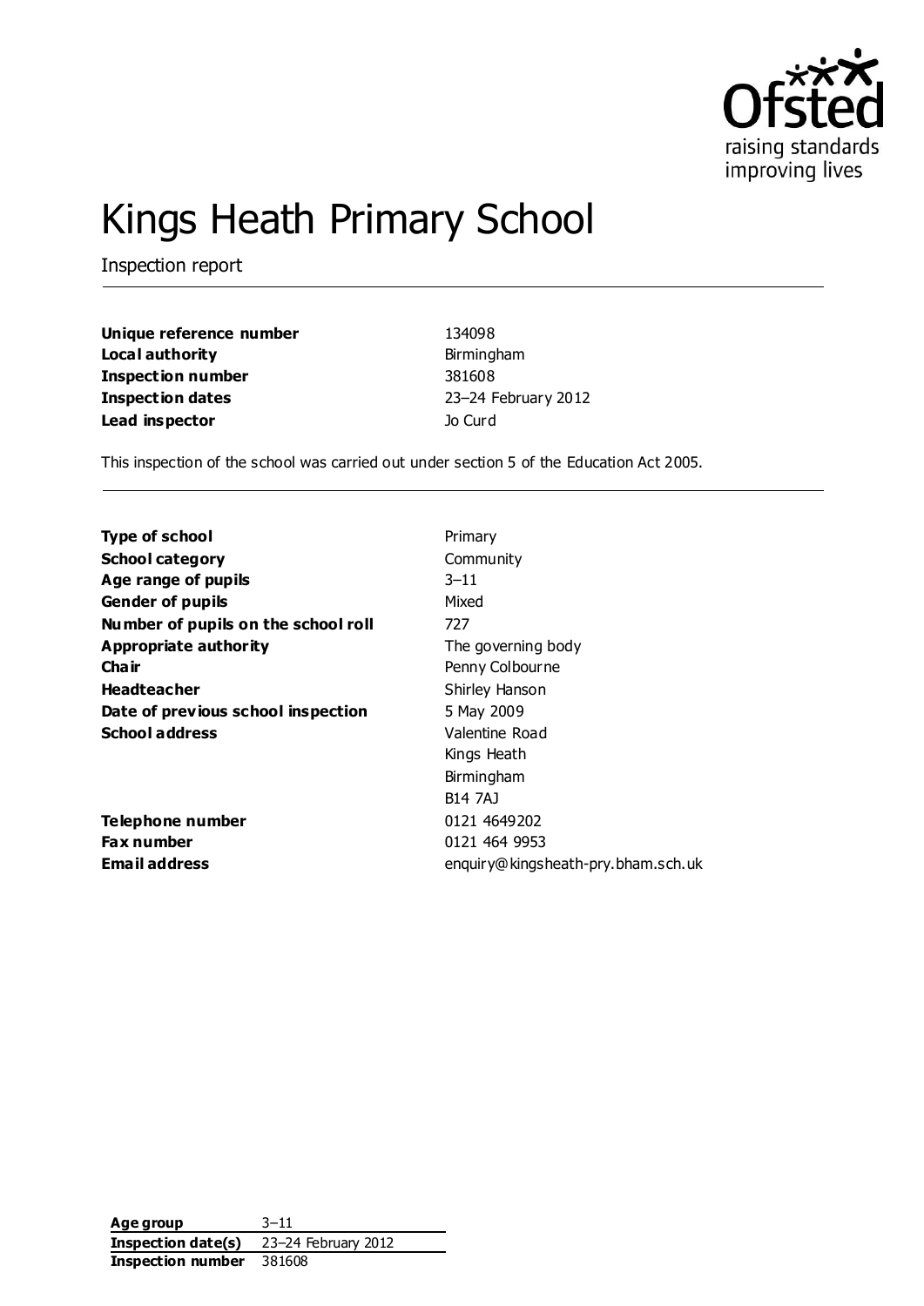# Kings Heath Primary School

Inspection report

| | |
|---|---|
| **Unique reference number** | 134098 |
| **Local authority** | Birmingham |
| **Inspection number** | 381608 |
| **Inspection dates** | 23–24 February 2012 |
| **Lead inspector** | Jo Curd |

This inspection of the school was carried out under section 5 of the Education Act 2005.

| | |
|---|---|
| **Type of school** | Primary |
| **School category** | Community |
| **Age range of pupils** | 3–11 |
| **Gender of pupils** | Mixed |
| **Number of pupils on the school roll** | 727 |
| **Appropriate authority** | The governing body |
| **Chair** | Penny Colbourne |
| **Headteacher** | Shirley Hanson |
| **Date of previous school inspection** | 5 May 2009 |
| **School address** | Valentine Road<br>Kings Heath<br>Birmingham<br>B14 7AJ |
| **Telephone number** | 0121 4649202 |
| **Fax number** | 0121 464 9953 |
| **Email address** | enquiry@kingsheath-pry.bham.sch.uk |

| | |
|---|---|
| **Age group** | 3–11 |
| **Inspection date(s)** | 23–24 February 2012 |
| **Inspection number** | 381608 |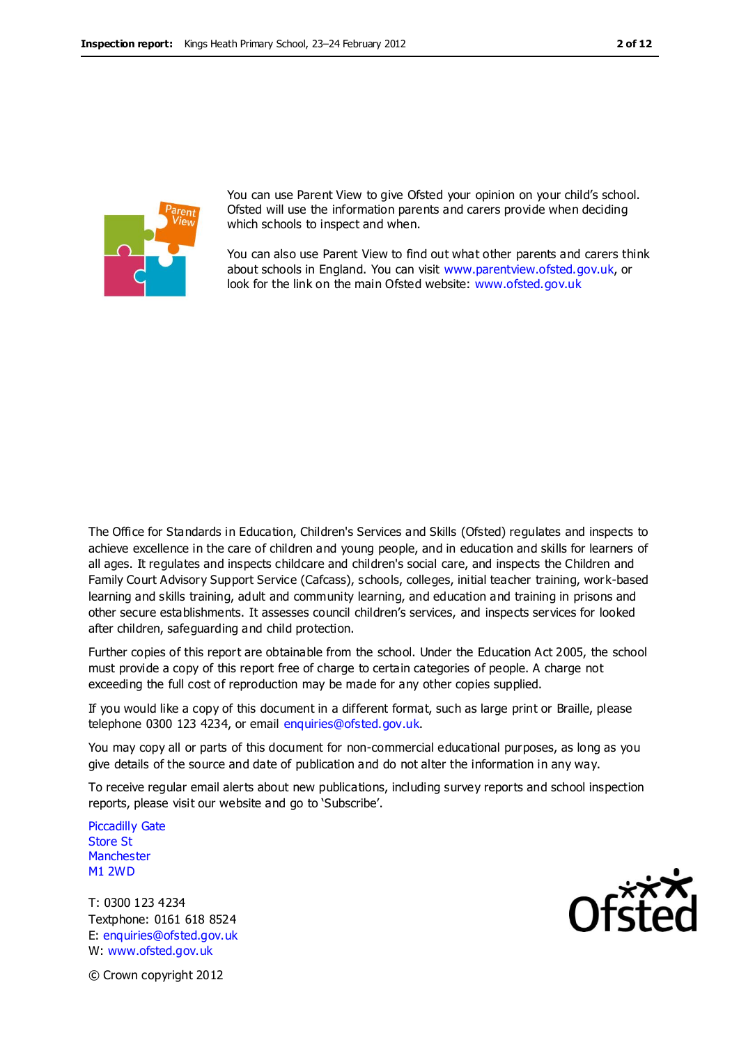You can use Parent View to give Ofsted your opinion on your child's school. Ofsted will use the information parents and carers provide when deciding which schools to inspect and when.

You can also use Parent View to find out what other parents and carers think about schools in England. You can visit www.parentview.ofsted.gov.uk, or look for the link on the main Ofsted website: www.ofsted.gov.uk

The Office for Standards in Education, Children's Services and Skills (Ofsted) regulates and inspects to achieve excellence in the care of children and young people, and in education and skills for learners of all ages. It regulates and inspects childcare and children's social care, and inspects the Children and Family Court Advisory Support Service (Cafcass), schools, colleges, initial teacher training, work-based learning and skills training, adult and community learning, and education and training in prisons and other secure establishments. It assesses council children's services, and inspects services for looked after children, safeguarding and child protection.

Further copies of this report are obtainable from the school. Under the Education Act 2005, the school must provide a copy of this report free of charge to certain categories of people. A charge not exceeding the full cost of reproduction may be made for any other copies supplied.

If you would like a copy of this document in a different format, such as large print or Braille, please telephone 0300 123 4234, or email enquiries@ofsted.gov.uk.

You may copy all or parts of this document for non-commercial educational purposes, as long as you give details of the source and date of publication and do not alter the information in any way.

To receive regular email alerts about new publications, including survey reports and school inspection reports, please visit our website and go to 'Subscribe'.

Piccadilly Gate
Store St
Manchester
M1 2WD

T: 0300 123 4234
Textphone: 0161 618 8524
E: enquiries@ofsted.gov.uk
W: www.ofsted.gov.uk

© Crown copyright 2012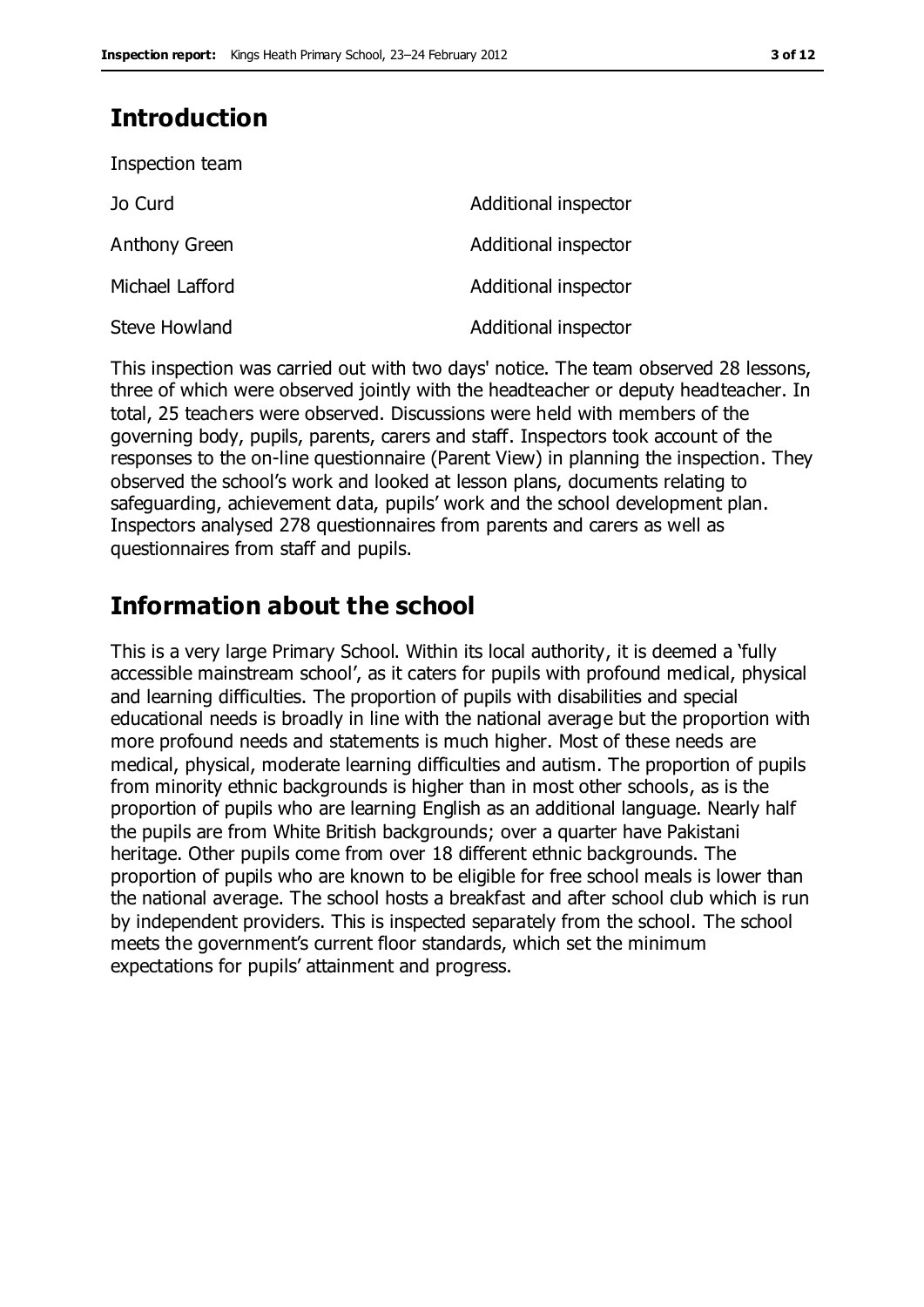## Introduction

Inspection team

| | |
|---|---|
| Jo Curd | Additional inspector |
| Anthony Green | Additional inspector |
| Michael Lafford | Additional inspector |
| Steve Howland | Additional inspector |

This inspection was carried out with two days' notice. The team observed 28 lessons, three of which were observed jointly with the headteacher or deputy headteacher. In total, 25 teachers were observed. Discussions were held with members of the governing body, pupils, parents, carers and staff. Inspectors took account of the responses to the on-line questionnaire (Parent View) in planning the inspection. They observed the school's work and looked at lesson plans, documents relating to safeguarding, achievement data, pupils' work and the school development plan. Inspectors analysed 278 questionnaires from parents and carers as well as questionnaires from staff and pupils.

## Information about the school

This is a very large Primary School. Within its local authority, it is deemed a 'fully accessible mainstream school', as it caters for pupils with profound medical, physical and learning difficulties. The proportion of pupils with disabilities and special educational needs is broadly in line with the national average but the proportion with more profound needs and statements is much higher. Most of these needs are medical, physical, moderate learning difficulties and autism. The proportion of pupils from minority ethnic backgrounds is higher than in most other schools, as is the proportion of pupils who are learning English as an additional language. Nearly half the pupils are from White British backgrounds; over a quarter have Pakistani heritage. Other pupils come from over 18 different ethnic backgrounds. The proportion of pupils who are known to be eligible for free school meals is lower than the national average. The school hosts a breakfast and after school club which is run by independent providers. This is inspected separately from the school. The school meets the government's current floor standards, which set the minimum expectations for pupils' attainment and progress.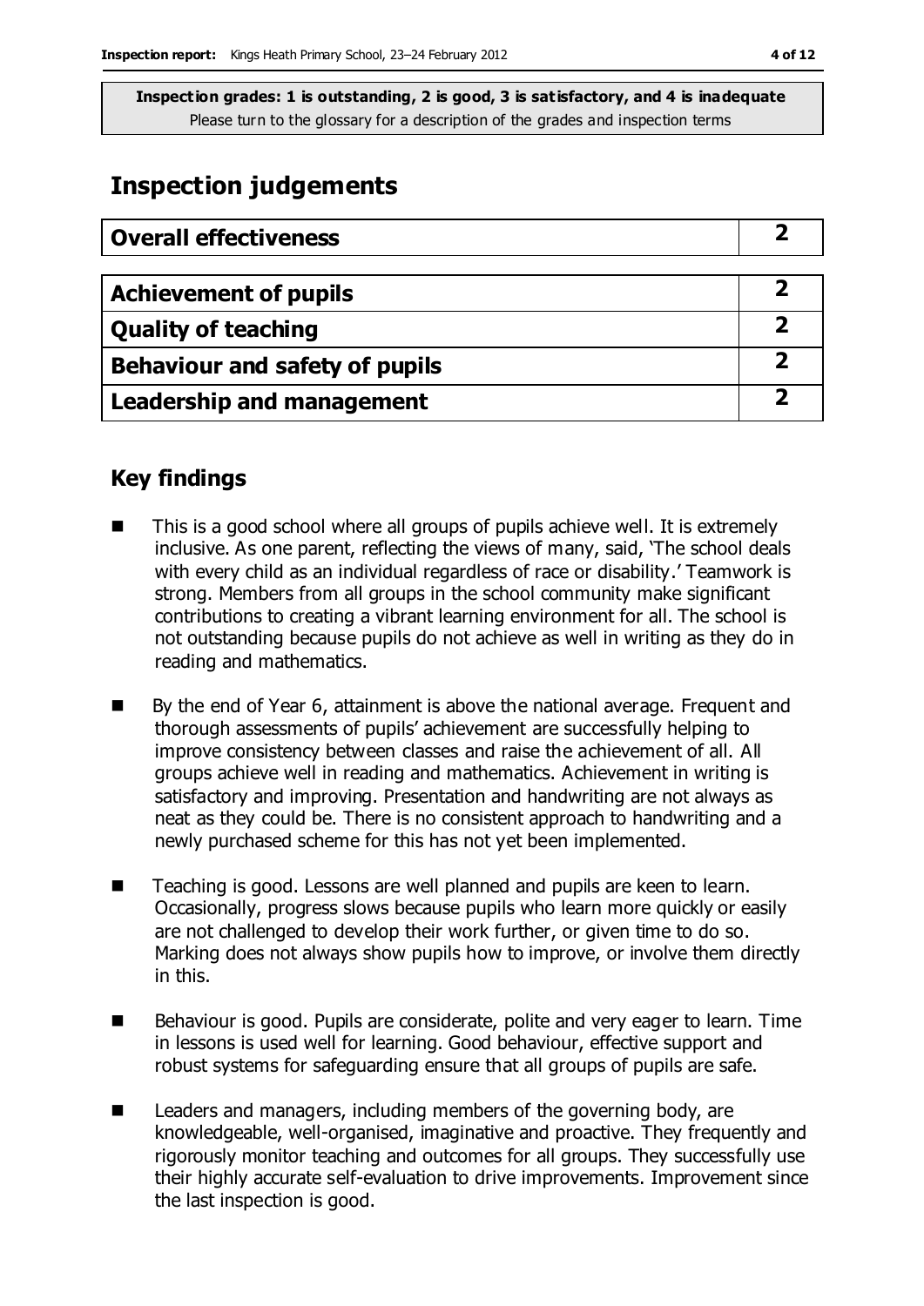**Inspection grades: 1 is outstanding, 2 is good, 3 is satisfactory, and 4 is inadequate**
Please turn to the glossary for a description of the grades and inspection terms

# Inspection judgements

| Overall effectiveness | 2 |
|---|---|

| Achievement of pupils | 2 |
|---|---|
| Quality of teaching | 2 |
| Behaviour and safety of pupils | 2 |
| Leadership and management | 2 |

## Key findings

- This is a good school where all groups of pupils achieve well. It is extremely inclusive. As one parent, reflecting the views of many, said, 'The school deals with every child as an individual regardless of race or disability.' Teamwork is strong. Members from all groups in the school community make significant contributions to creating a vibrant learning environment for all. The school is not outstanding because pupils do not achieve as well in writing as they do in reading and mathematics.
- By the end of Year 6, attainment is above the national average. Frequent and thorough assessments of pupils' achievement are successfully helping to improve consistency between classes and raise the achievement of all. All groups achieve well in reading and mathematics. Achievement in writing is satisfactory and improving. Presentation and handwriting are not always as neat as they could be. There is no consistent approach to handwriting and a newly purchased scheme for this has not yet been implemented.
- Teaching is good. Lessons are well planned and pupils are keen to learn. Occasionally, progress slows because pupils who learn more quickly or easily are not challenged to develop their work further, or given time to do so. Marking does not always show pupils how to improve, or involve them directly in this.
- Behaviour is good. Pupils are considerate, polite and very eager to learn. Time in lessons is used well for learning. Good behaviour, effective support and robust systems for safeguarding ensure that all groups of pupils are safe.
- Leaders and managers, including members of the governing body, are knowledgeable, well-organised, imaginative and proactive. They frequently and rigorously monitor teaching and outcomes for all groups. They successfully use their highly accurate self-evaluation to drive improvements. Improvement since the last inspection is good.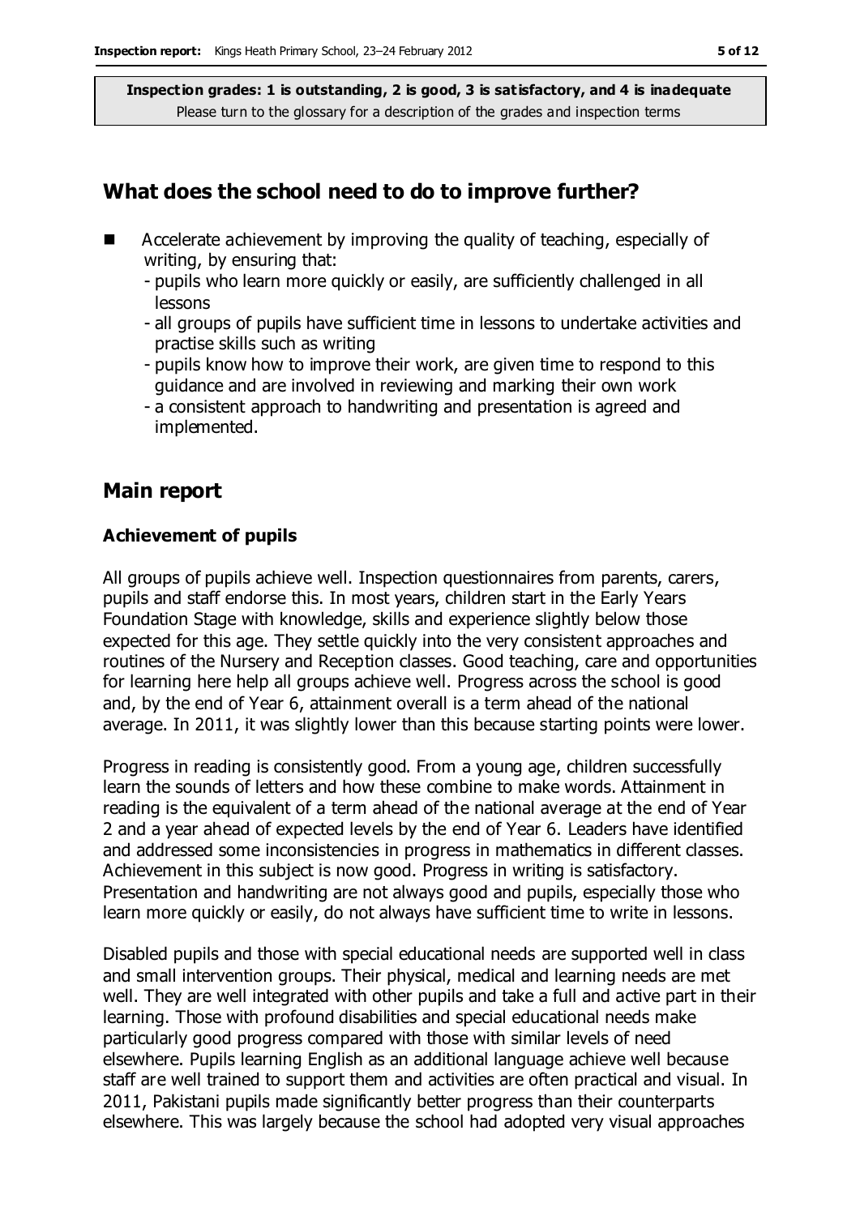**Inspection grades: 1 is outstanding, 2 is good, 3 is satisfactory, and 4 is inadequate**
Please turn to the glossary for a description of the grades and inspection terms

## What does the school need to do to improve further?

- Accelerate achievement by improving the quality of teaching, especially of writing, by ensuring that:
  - pupils who learn more quickly or easily, are sufficiently challenged in all lessons
  - all groups of pupils have sufficient time in lessons to undertake activities and practise skills such as writing
  - pupils know how to improve their work, are given time to respond to this guidance and are involved in reviewing and marking their own work
  - a consistent approach to handwriting and presentation is agreed and implemented.

## Main report

### Achievement of pupils

All groups of pupils achieve well. Inspection questionnaires from parents, carers, pupils and staff endorse this. In most years, children start in the Early Years Foundation Stage with knowledge, skills and experience slightly below those expected for this age. They settle quickly into the very consistent approaches and routines of the Nursery and Reception classes. Good teaching, care and opportunities for learning here help all groups achieve well. Progress across the school is good and, by the end of Year 6, attainment overall is a term ahead of the national average. In 2011, it was slightly lower than this because starting points were lower.

Progress in reading is consistently good. From a young age, children successfully learn the sounds of letters and how these combine to make words. Attainment in reading is the equivalent of a term ahead of the national average at the end of Year 2 and a year ahead of expected levels by the end of Year 6. Leaders have identified and addressed some inconsistencies in progress in mathematics in different classes. Achievement in this subject is now good. Progress in writing is satisfactory. Presentation and handwriting are not always good and pupils, especially those who learn more quickly or easily, do not always have sufficient time to write in lessons.

Disabled pupils and those with special educational needs are supported well in class and small intervention groups. Their physical, medical and learning needs are met well. They are well integrated with other pupils and take a full and active part in their learning. Those with profound disabilities and special educational needs make particularly good progress compared with those with similar levels of need elsewhere. Pupils learning English as an additional language achieve well because staff are well trained to support them and activities are often practical and visual. In 2011, Pakistani pupils made significantly better progress than their counterparts elsewhere. This was largely because the school had adopted very visual approaches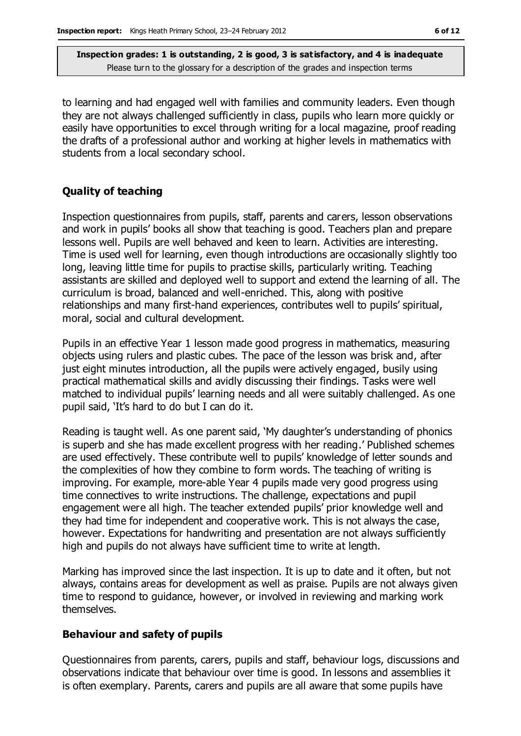to learning and had engaged well with families and community leaders. Even though they are not always challenged sufficiently in class, pupils who learn more quickly or easily have opportunities to excel through writing for a local magazine, proof reading the drafts of a professional author and working at higher levels in mathematics with students from a local secondary school.

### Quality of teaching

Inspection questionnaires from pupils, staff, parents and carers, lesson observations and work in pupils' books all show that teaching is good. Teachers plan and prepare lessons well. Pupils are well behaved and keen to learn. Activities are interesting. Time is used well for learning, even though introductions are occasionally slightly too long, leaving little time for pupils to practise skills, particularly writing. Teaching assistants are skilled and deployed well to support and extend the learning of all. The curriculum is broad, balanced and well-enriched. This, along with positive relationships and many first-hand experiences, contributes well to pupils' spiritual, moral, social and cultural development.

Pupils in an effective Year 1 lesson made good progress in mathematics, measuring objects using rulers and plastic cubes. The pace of the lesson was brisk and, after just eight minutes introduction, all the pupils were actively engaged, busily using practical mathematical skills and avidly discussing their findings. Tasks were well matched to individual pupils' learning needs and all were suitably challenged. As one pupil said, 'It's hard to do but I can do it.

Reading is taught well. As one parent said, 'My daughter's understanding of phonics is superb and she has made excellent progress with her reading.' Published schemes are used effectively. These contribute well to pupils' knowledge of letter sounds and the complexities of how they combine to form words. The teaching of writing is improving. For example, more-able Year 4 pupils made very good progress using time connectives to write instructions. The challenge, expectations and pupil engagement were all high. The teacher extended pupils' prior knowledge well and they had time for independent and cooperative work. This is not always the case, however. Expectations for handwriting and presentation are not always sufficiently high and pupils do not always have sufficient time to write at length.

Marking has improved since the last inspection. It is up to date and it often, but not always, contains areas for development as well as praise. Pupils are not always given time to respond to guidance, however, or involved in reviewing and marking work themselves.

### Behaviour and safety of pupils

Questionnaires from parents, carers, pupils and staff, behaviour logs, discussions and observations indicate that behaviour over time is good. In lessons and assemblies it is often exemplary. Parents, carers and pupils are all aware that some pupils have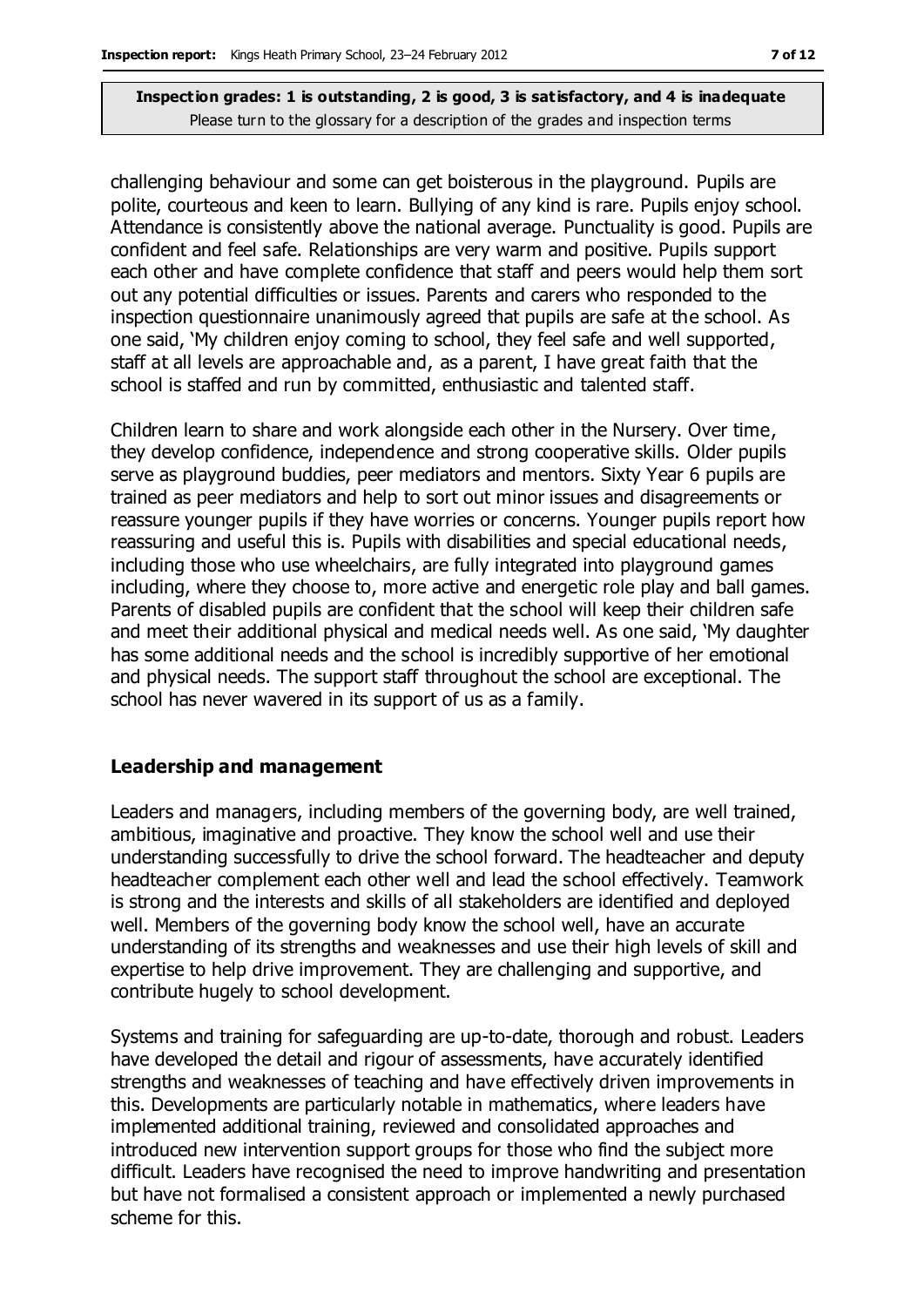challenging behaviour and some can get boisterous in the playground. Pupils are polite, courteous and keen to learn. Bullying of any kind is rare. Pupils enjoy school. Attendance is consistently above the national average. Punctuality is good. Pupils are confident and feel safe. Relationships are very warm and positive. Pupils support each other and have complete confidence that staff and peers would help them sort out any potential difficulties or issues. Parents and carers who responded to the inspection questionnaire unanimously agreed that pupils are safe at the school. As one said, 'My children enjoy coming to school, they feel safe and well supported, staff at all levels are approachable and, as a parent, I have great faith that the school is staffed and run by committed, enthusiastic and talented staff.

Children learn to share and work alongside each other in the Nursery. Over time, they develop confidence, independence and strong cooperative skills. Older pupils serve as playground buddies, peer mediators and mentors. Sixty Year 6 pupils are trained as peer mediators and help to sort out minor issues and disagreements or reassure younger pupils if they have worries or concerns. Younger pupils report how reassuring and useful this is. Pupils with disabilities and special educational needs, including those who use wheelchairs, are fully integrated into playground games including, where they choose to, more active and energetic role play and ball games. Parents of disabled pupils are confident that the school will keep their children safe and meet their additional physical and medical needs well. As one said, 'My daughter has some additional needs and the school is incredibly supportive of her emotional and physical needs. The support staff throughout the school are exceptional. The school has never wavered in its support of us as a family.

### Leadership and management

Leaders and managers, including members of the governing body, are well trained, ambitious, imaginative and proactive. They know the school well and use their understanding successfully to drive the school forward. The headteacher and deputy headteacher complement each other well and lead the school effectively. Teamwork is strong and the interests and skills of all stakeholders are identified and deployed well. Members of the governing body know the school well, have an accurate understanding of its strengths and weaknesses and use their high levels of skill and expertise to help drive improvement. They are challenging and supportive, and contribute hugely to school development.

Systems and training for safeguarding are up-to-date, thorough and robust. Leaders have developed the detail and rigour of assessments, have accurately identified strengths and weaknesses of teaching and have effectively driven improvements in this. Developments are particularly notable in mathematics, where leaders have implemented additional training, reviewed and consolidated approaches and introduced new intervention support groups for those who find the subject more difficult. Leaders have recognised the need to improve handwriting and presentation but have not formalised a consistent approach or implemented a newly purchased scheme for this.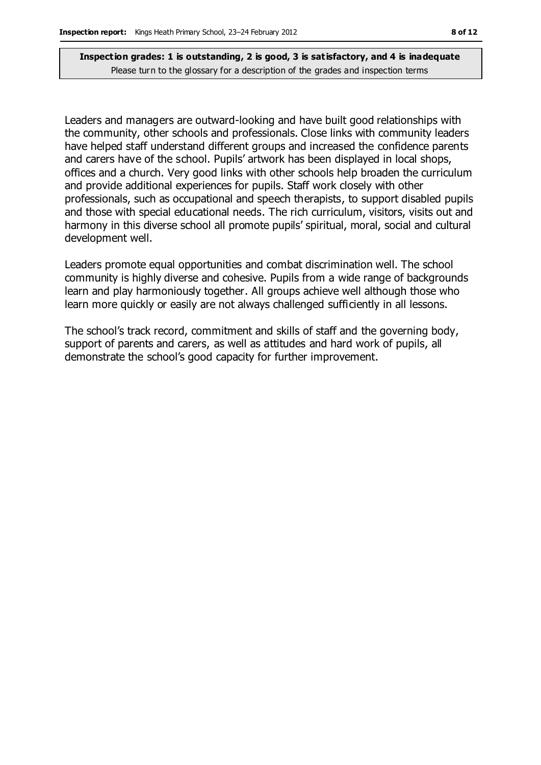**Inspection grades: 1 is outstanding, 2 is good, 3 is satisfactory, and 4 is inadequate**
Please turn to the glossary for a description of the grades and inspection terms

Leaders and managers are outward-looking and have built good relationships with the community, other schools and professionals. Close links with community leaders have helped staff understand different groups and increased the confidence parents and carers have of the school. Pupils' artwork has been displayed in local shops, offices and a church. Very good links with other schools help broaden the curriculum and provide additional experiences for pupils. Staff work closely with other professionals, such as occupational and speech therapists, to support disabled pupils and those with special educational needs. The rich curriculum, visitors, visits out and harmony in this diverse school all promote pupils' spiritual, moral, social and cultural development well.

Leaders promote equal opportunities and combat discrimination well. The school community is highly diverse and cohesive. Pupils from a wide range of backgrounds learn and play harmoniously together. All groups achieve well although those who learn more quickly or easily are not always challenged sufficiently in all lessons.

The school's track record, commitment and skills of staff and the governing body, support of parents and carers, as well as attitudes and hard work of pupils, all demonstrate the school's good capacity for further improvement.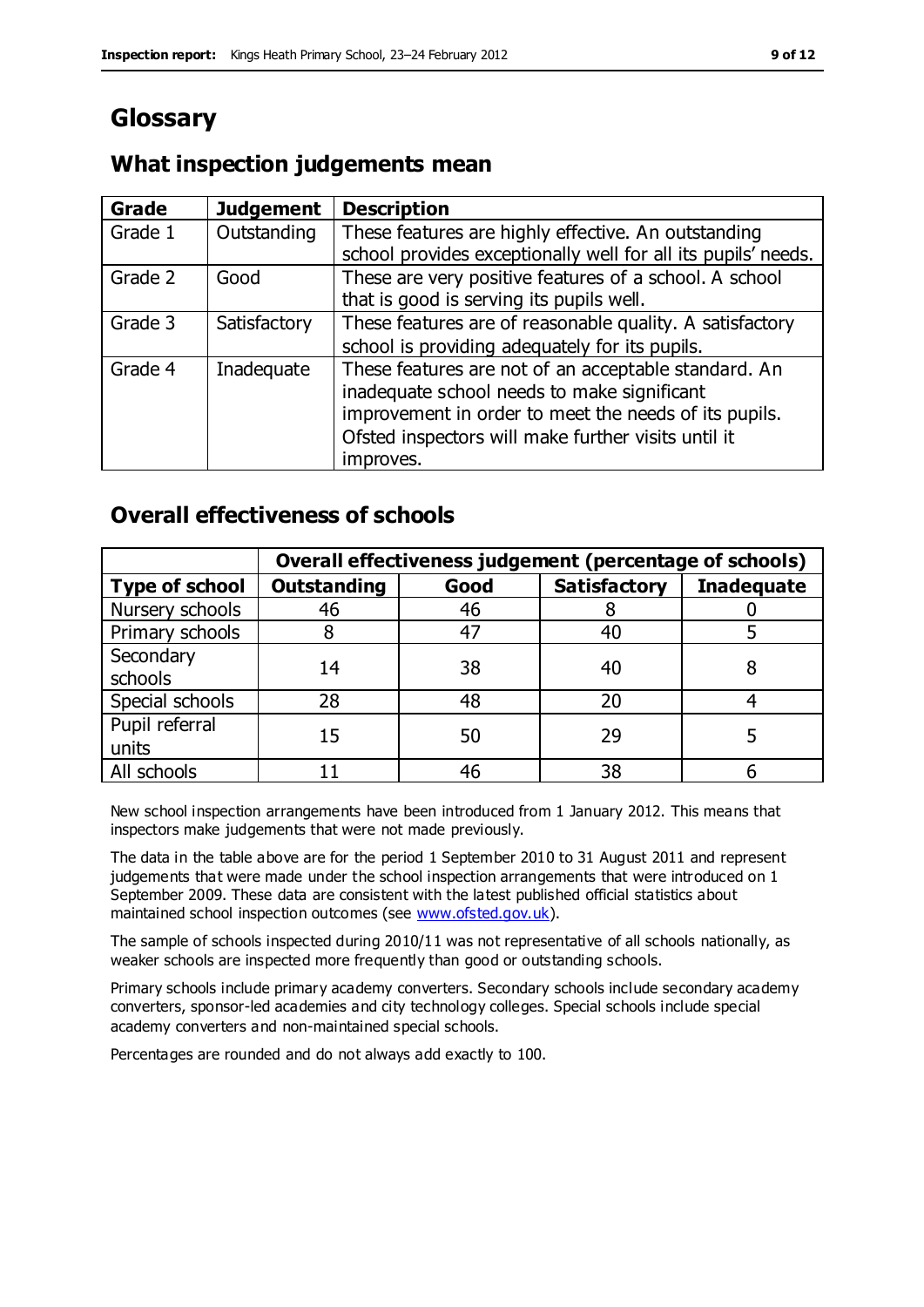# Glossary

## What inspection judgements mean

| Grade | Judgement | Description |
| --- | --- | --- |
| Grade 1 | Outstanding | These features are highly effective. An outstanding school provides exceptionally well for all its pupils' needs. |
| Grade 2 | Good | These are very positive features of a school. A school that is good is serving its pupils well. |
| Grade 3 | Satisfactory | These features are of reasonable quality. A satisfactory school is providing adequately for its pupils. |
| Grade 4 | Inadequate | These features are not of an acceptable standard. An inadequate school needs to make significant improvement in order to meet the needs of its pupils. Ofsted inspectors will make further visits until it improves. |

## Overall effectiveness of schools

| | Overall effectiveness judgement (percentage of schools) | | | |
| --- | --- | --- | --- | --- |
| **Type of school** | **Outstanding** | **Good** | **Satisfactory** | **Inadequate** |
| Nursery schools | 46 | 46 | 8 | 0 |
| Primary schools | 8 | 47 | 40 | 5 |
| Secondary schools | 14 | 38 | 40 | 8 |
| Special schools | 28 | 48 | 20 | 4 |
| Pupil referral units | 15 | 50 | 29 | 5 |
| All schools | 11 | 46 | 38 | 6 |

New school inspection arrangements have been introduced from 1 January 2012. This means that inspectors make judgements that were not made previously.

The data in the table above are for the period 1 September 2010 to 31 August 2011 and represent judgements that were made under the school inspection arrangements that were introduced on 1 September 2009. These data are consistent with the latest published official statistics about maintained school inspection outcomes (see www.ofsted.gov.uk).

The sample of schools inspected during 2010/11 was not representative of all schools nationally, as weaker schools are inspected more frequently than good or outstanding schools.

Primary schools include primary academy converters. Secondary schools include secondary academy converters, sponsor-led academies and city technology colleges. Special schools include special academy converters and non-maintained special schools.

Percentages are rounded and do not always add exactly to 100.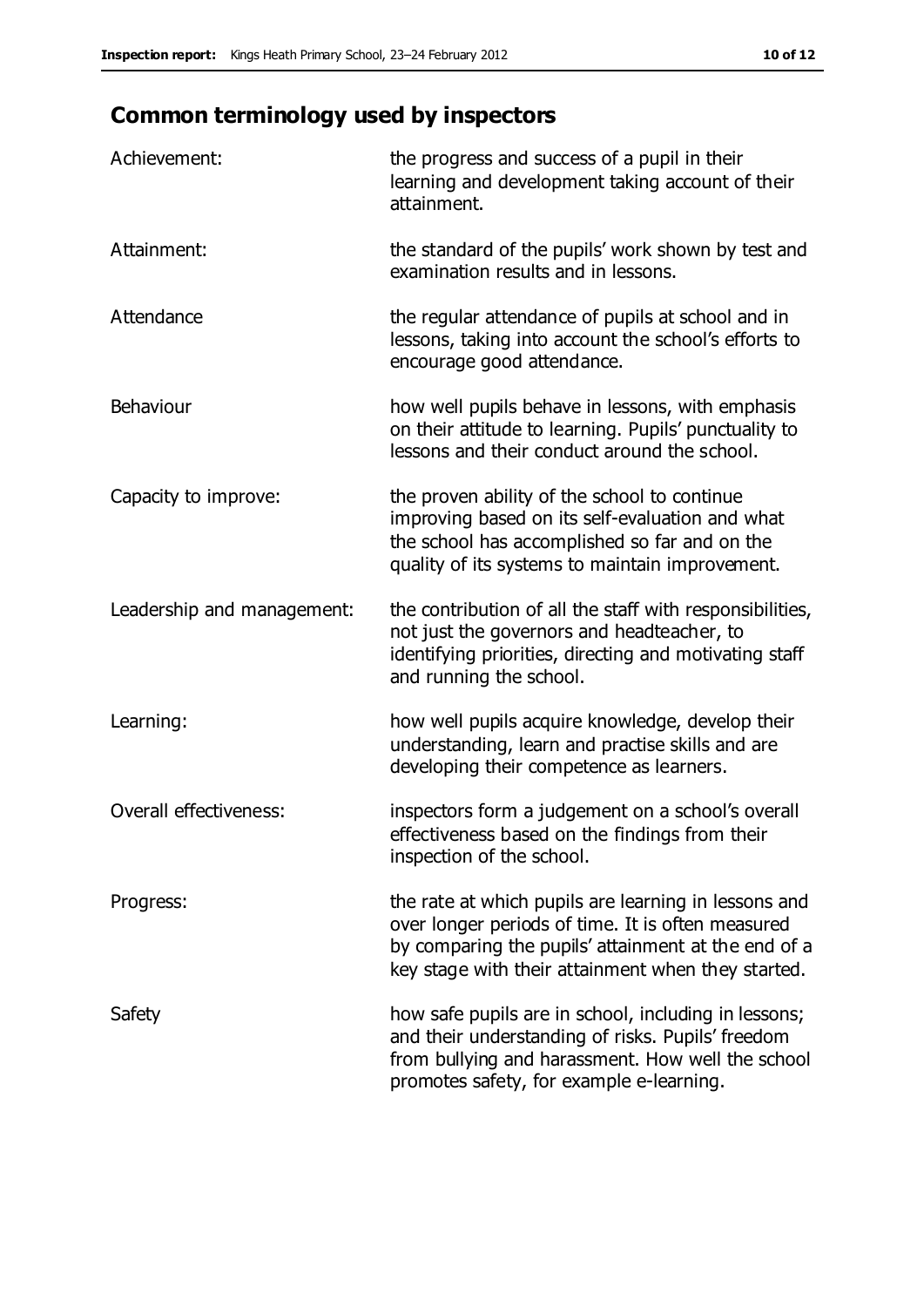## Common terminology used by inspectors

| | |
|---|---|
| Achievement: | the progress and success of a pupil in their learning and development taking account of their attainment. |
| Attainment: | the standard of the pupils' work shown by test and examination results and in lessons. |
| Attendance | the regular attendance of pupils at school and in lessons, taking into account the school's efforts to encourage good attendance. |
| Behaviour | how well pupils behave in lessons, with emphasis on their attitude to learning. Pupils' punctuality to lessons and their conduct around the school. |
| Capacity to improve: | the proven ability of the school to continue improving based on its self-evaluation and what the school has accomplished so far and on the quality of its systems to maintain improvement. |
| Leadership and management: | the contribution of all the staff with responsibilities, not just the governors and headteacher, to identifying priorities, directing and motivating staff and running the school. |
| Learning: | how well pupils acquire knowledge, develop their understanding, learn and practise skills and are developing their competence as learners. |
| Overall effectiveness: | inspectors form a judgement on a school's overall effectiveness based on the findings from their inspection of the school. |
| Progress: | the rate at which pupils are learning in lessons and over longer periods of time. It is often measured by comparing the pupils' attainment at the end of a key stage with their attainment when they started. |
| Safety | how safe pupils are in school, including in lessons; and their understanding of risks. Pupils' freedom from bullying and harassment. How well the school promotes safety, for example e-learning. |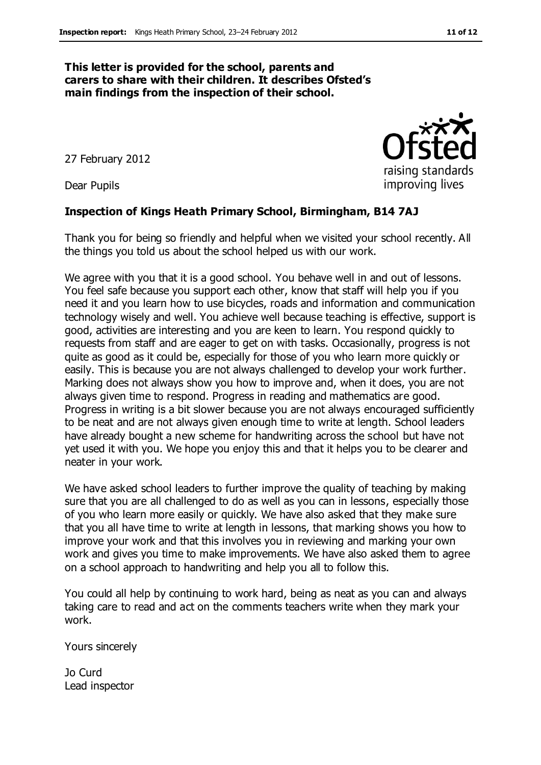**This letter is provided for the school, parents and carers to share with their children. It describes Ofsted's main findings from the inspection of their school.**

27 February 2012

Dear Pupils

**Inspection of Kings Heath Primary School, Birmingham, B14 7AJ**

Thank you for being so friendly and helpful when we visited your school recently. All the things you told us about the school helped us with our work.

We agree with you that it is a good school. You behave well in and out of lessons. You feel safe because you support each other, know that staff will help you if you need it and you learn how to use bicycles, roads and information and communication technology wisely and well. You achieve well because teaching is effective, support is good, activities are interesting and you are keen to learn. You respond quickly to requests from staff and are eager to get on with tasks. Occasionally, progress is not quite as good as it could be, especially for those of you who learn more quickly or easily. This is because you are not always challenged to develop your work further. Marking does not always show you how to improve and, when it does, you are not always given time to respond. Progress in reading and mathematics are good. Progress in writing is a bit slower because you are not always encouraged sufficiently to be neat and are not always given enough time to write at length. School leaders have already bought a new scheme for handwriting across the school but have not yet used it with you. We hope you enjoy this and that it helps you to be clearer and neater in your work.

We have asked school leaders to further improve the quality of teaching by making sure that you are all challenged to do as well as you can in lessons, especially those of you who learn more easily or quickly. We have also asked that they make sure that you all have time to write at length in lessons, that marking shows you how to improve your work and that this involves you in reviewing and marking your own work and gives you time to make improvements. We have also asked them to agree on a school approach to handwriting and help you all to follow this.

You could all help by continuing to work hard, being as neat as you can and always taking care to read and act on the comments teachers write when they mark your work.

Yours sincerely

Jo Curd
Lead inspector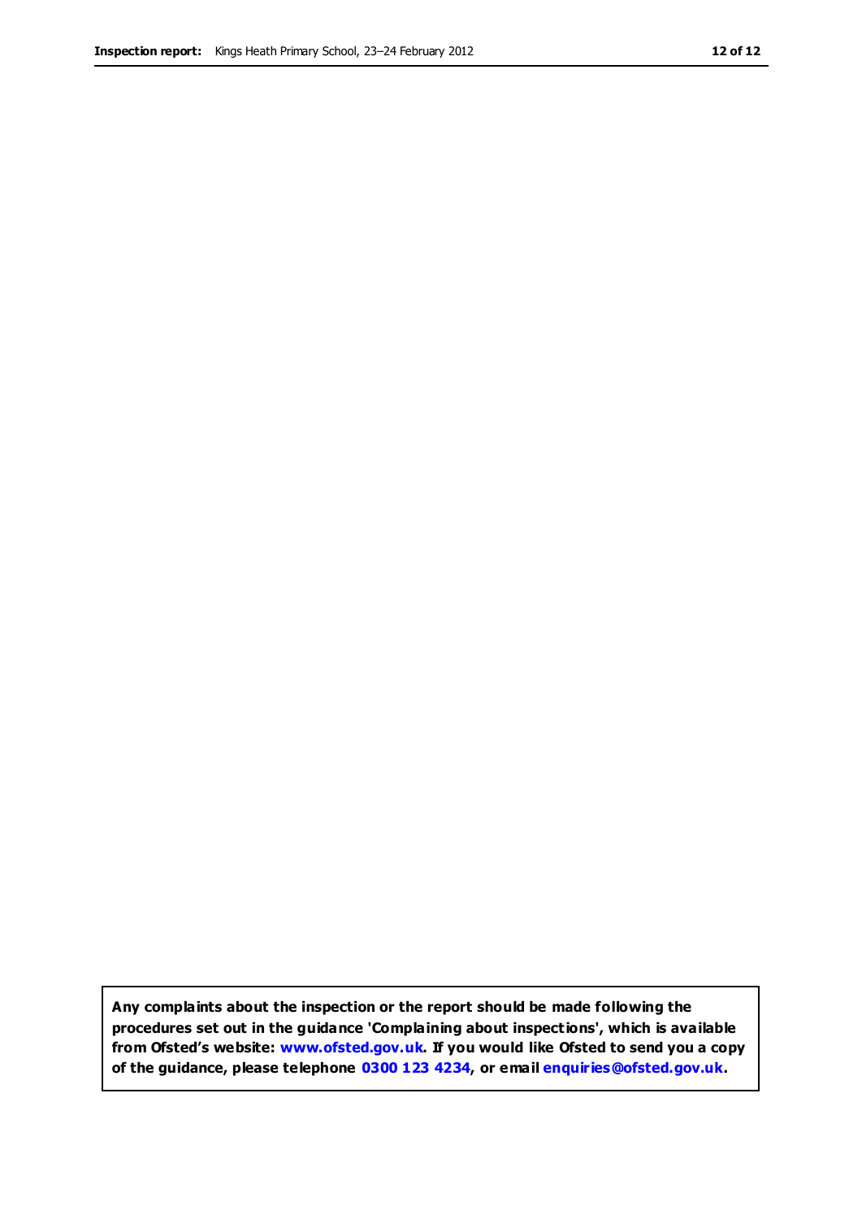**Any complaints about the inspection or the report should be made following the procedures set out in the guidance 'Complaining about inspections', which is available from Ofsted's website: www.ofsted.gov.uk. If you would like Ofsted to send you a copy of the guidance, please telephone 0300 123 4234, or email enquiries@ofsted.gov.uk.**